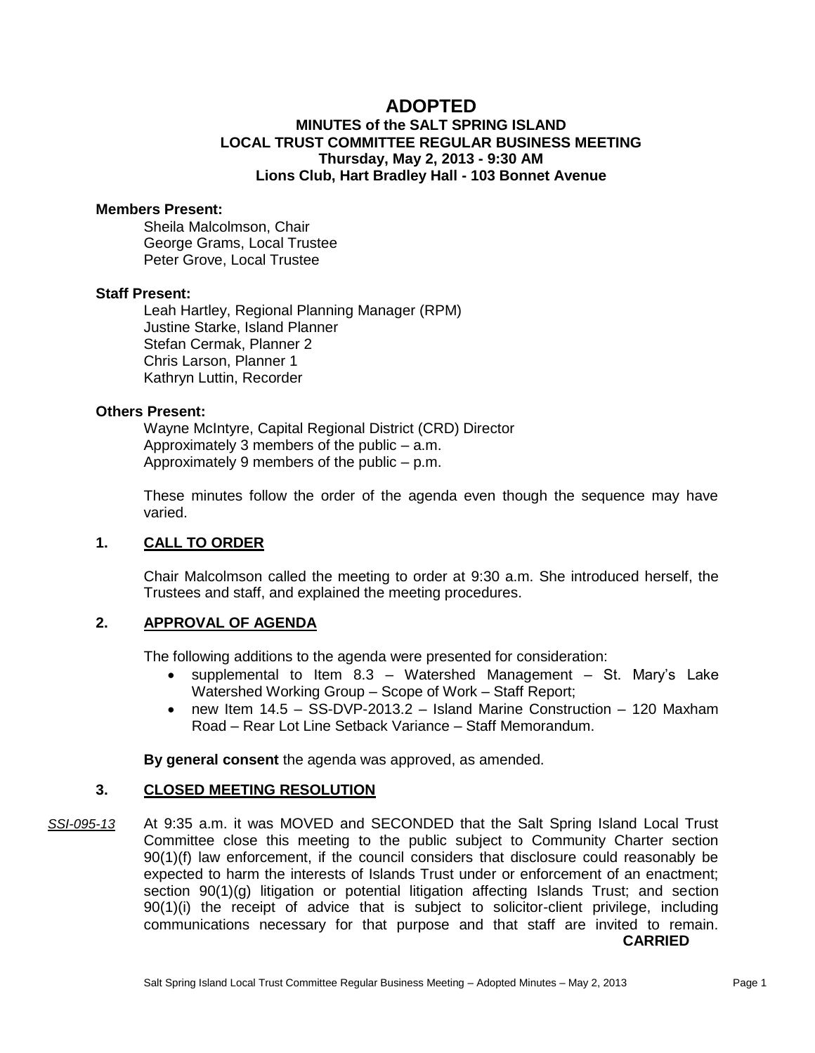# ADOPTED

## MINUTES of the SALT SPRING ISLAND LOCAL TRUST COMMITTEE REGULAR BUSINESS MEETING

**Thursday, May 2, 2013 - 9:30 AM**
**Lions Club, Hart Bradley Hall - 103 Bonnet Avenue**

**Members Present:**

Sheila Malcolmson, Chair
George Grams, Local Trustee
Peter Grove, Local Trustee

**Staff Present:**

Leah Hartley, Regional Planning Manager (RPM)
Justine Starke, Island Planner
Stefan Cermak, Planner 2
Chris Larson, Planner 1
Kathryn Luttin, Recorder

**Others Present:**

Wayne McIntyre, Capital Regional District (CRD) Director
Approximately 3 members of the public – a.m.
Approximately 9 members of the public – p.m.

These minutes follow the order of the agenda even though the sequence may have varied.

### 1. CALL TO ORDER

Chair Malcolmson called the meeting to order at 9:30 a.m. She introduced herself, the Trustees and staff, and explained the meeting procedures.

### 2. APPROVAL OF AGENDA

The following additions to the agenda were presented for consideration:

- supplemental to Item 8.3 – Watershed Management – St. Mary's Lake Watershed Working Group – Scope of Work – Staff Report;
- new Item 14.5 – SS-DVP-2013.2 – Island Marine Construction – 120 Maxham Road – Rear Lot Line Setback Variance – Staff Memorandum.

**By general consent** the agenda was approved, as amended.

### 3. CLOSED MEETING RESOLUTION

*SSI-095-13* At 9:35 a.m. it was MOVED and SECONDED that the Salt Spring Island Local Trust Committee close this meeting to the public subject to Community Charter section 90(1)(f) law enforcement, if the council considers that disclosure could reasonably be expected to harm the interests of Islands Trust under or enforcement of an enactment; section 90(1)(g) litigation or potential litigation affecting Islands Trust; and section 90(1)(i) the receipt of advice that is subject to solicitor-client privilege, including communications necessary for that purpose and that staff are invited to remain.

**CARRIED**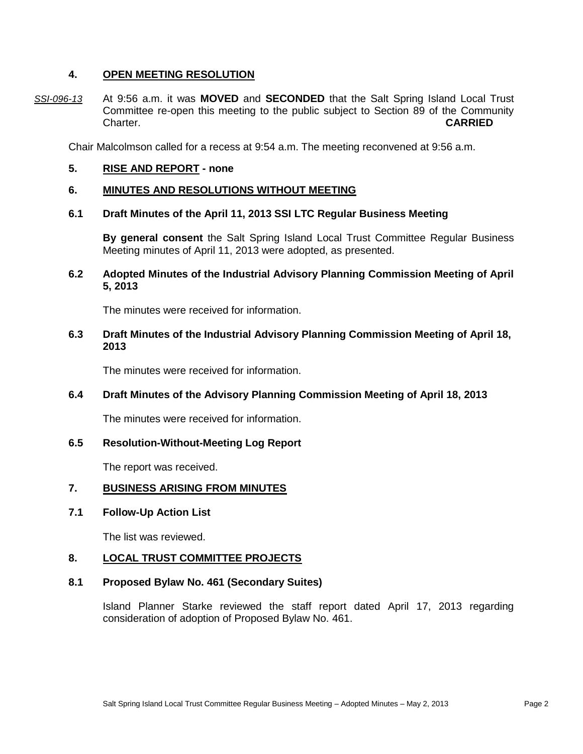## 4. OPEN MEETING RESOLUTION

*SSI-096-13* At 9:56 a.m. it was **MOVED** and **SECONDED** that the Salt Spring Island Local Trust Committee re-open this meeting to the public subject to Section 89 of the Community Charter. **CARRIED**

Chair Malcolmson called for a recess at 9:54 a.m. The meeting reconvened at 9:56 a.m.

## 5. RISE AND REPORT - none

## 6. MINUTES AND RESOLUTIONS WITHOUT MEETING

### 6.1 Draft Minutes of the April 11, 2013 SSI LTC Regular Business Meeting

**By general consent** the Salt Spring Island Local Trust Committee Regular Business Meeting minutes of April 11, 2013 were adopted, as presented.

### 6.2 Adopted Minutes of the Industrial Advisory Planning Commission Meeting of April 5, 2013

The minutes were received for information.

### 6.3 Draft Minutes of the Industrial Advisory Planning Commission Meeting of April 18, 2013

The minutes were received for information.

### 6.4 Draft Minutes of the Advisory Planning Commission Meeting of April 18, 2013

The minutes were received for information.

### 6.5 Resolution-Without-Meeting Log Report

The report was received.

## 7. BUSINESS ARISING FROM MINUTES

### 7.1 Follow-Up Action List

The list was reviewed.

## 8. LOCAL TRUST COMMITTEE PROJECTS

### 8.1 Proposed Bylaw No. 461 (Secondary Suites)

Island Planner Starke reviewed the staff report dated April 17, 2013 regarding consideration of adoption of Proposed Bylaw No. 461.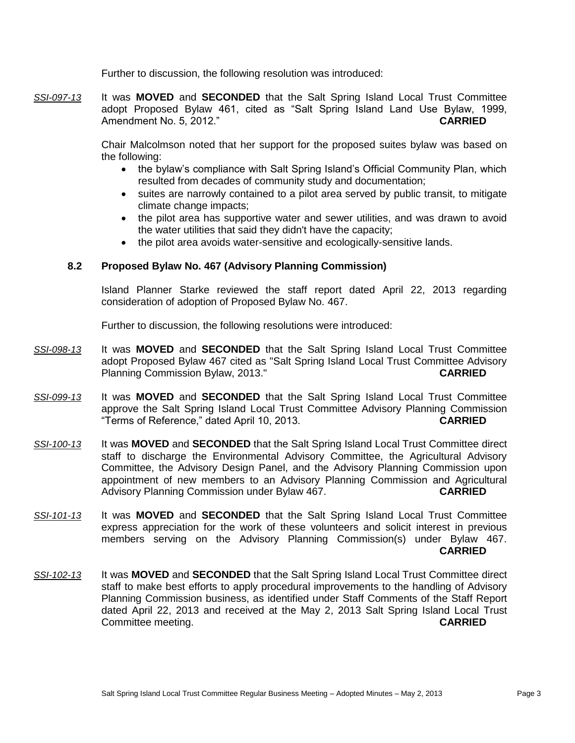Further to discussion, the following resolution was introduced:

*SSI-097-13* It was **MOVED** and **SECONDED** that the Salt Spring Island Local Trust Committee adopt Proposed Bylaw 461, cited as "Salt Spring Island Land Use Bylaw, 1999, Amendment No. 5, 2012." **CARRIED**

Chair Malcolmson noted that her support for the proposed suites bylaw was based on the following:

- the bylaw's compliance with Salt Spring Island's Official Community Plan, which resulted from decades of community study and documentation;
- suites are narrowly contained to a pilot area served by public transit, to mitigate climate change impacts;
- the pilot area has supportive water and sewer utilities, and was drawn to avoid the water utilities that said they didn't have the capacity;
- the pilot area avoids water-sensitive and ecologically-sensitive lands.

### 8.2 Proposed Bylaw No. 467 (Advisory Planning Commission)

Island Planner Starke reviewed the staff report dated April 22, 2013 regarding consideration of adoption of Proposed Bylaw No. 467.

Further to discussion, the following resolutions were introduced:

*SSI-098-13* It was **MOVED** and **SECONDED** that the Salt Spring Island Local Trust Committee adopt Proposed Bylaw 467 cited as "Salt Spring Island Local Trust Committee Advisory Planning Commission Bylaw, 2013." **CARRIED**

*SSI-099-13* It was **MOVED** and **SECONDED** that the Salt Spring Island Local Trust Committee approve the Salt Spring Island Local Trust Committee Advisory Planning Commission "Terms of Reference," dated April 10, 2013. **CARRIED**

*SSI-100-13* It was **MOVED** and **SECONDED** that the Salt Spring Island Local Trust Committee direct staff to discharge the Environmental Advisory Committee, the Agricultural Advisory Committee, the Advisory Design Panel, and the Advisory Planning Commission upon appointment of new members to an Advisory Planning Commission and Agricultural Advisory Planning Commission under Bylaw 467. **CARRIED**

*SSI-101-13* It was **MOVED** and **SECONDED** that the Salt Spring Island Local Trust Committee express appreciation for the work of these volunteers and solicit interest in previous members serving on the Advisory Planning Commission(s) under Bylaw 467. **CARRIED**

*SSI-102-13* It was **MOVED** and **SECONDED** that the Salt Spring Island Local Trust Committee direct staff to make best efforts to apply procedural improvements to the handling of Advisory Planning Commission business, as identified under Staff Comments of the Staff Report dated April 22, 2013 and received at the May 2, 2013 Salt Spring Island Local Trust Committee meeting. **CARRIED**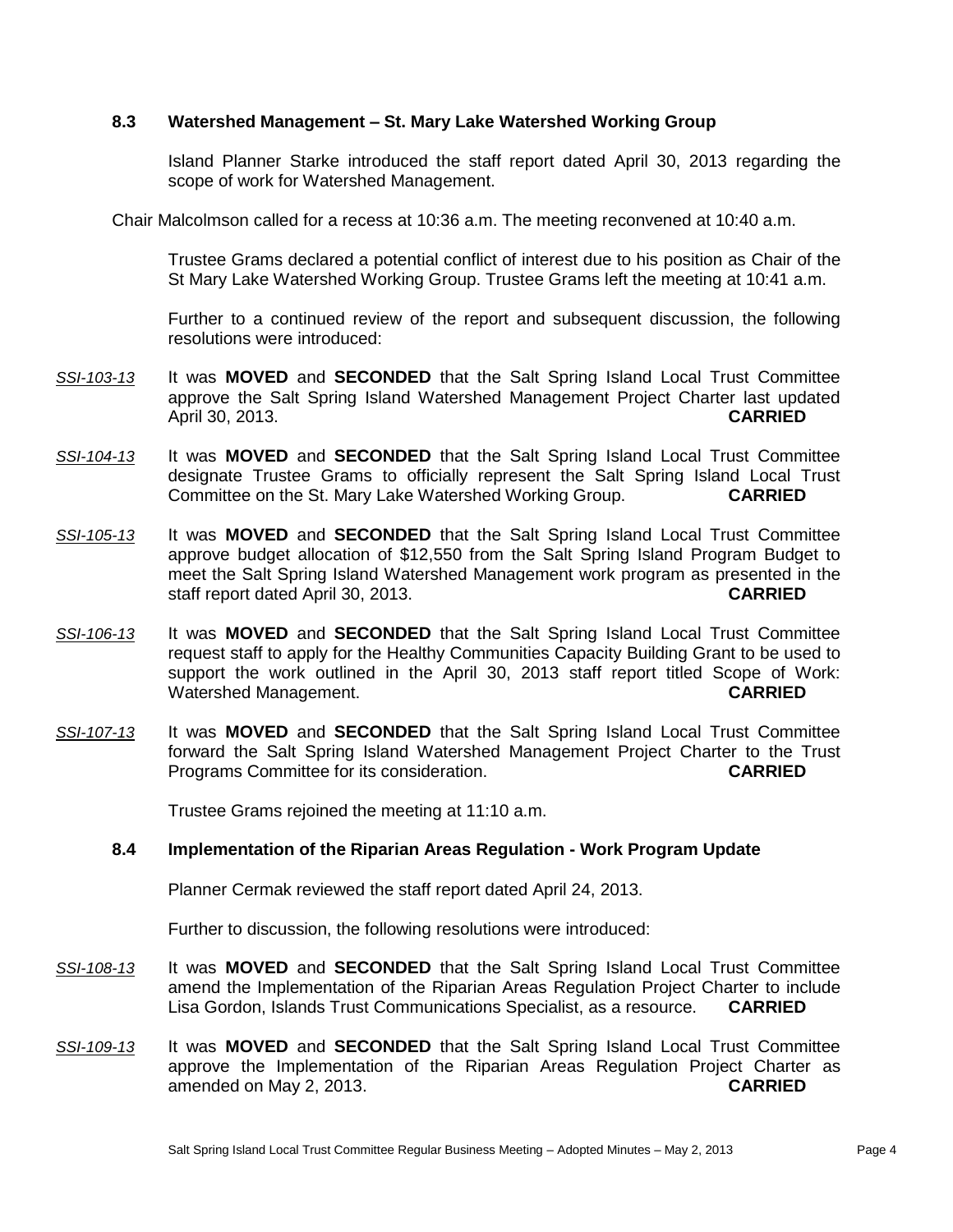### 8.3 Watershed Management – St. Mary Lake Watershed Working Group

Island Planner Starke introduced the staff report dated April 30, 2013 regarding the scope of work for Watershed Management.

Chair Malcolmson called for a recess at 10:36 a.m. The meeting reconvened at 10:40 a.m.

Trustee Grams declared a potential conflict of interest due to his position as Chair of the St Mary Lake Watershed Working Group. Trustee Grams left the meeting at 10:41 a.m.

Further to a continued review of the report and subsequent discussion, the following resolutions were introduced:

*SSI-103-13* It was **MOVED** and **SECONDED** that the Salt Spring Island Local Trust Committee approve the Salt Spring Island Watershed Management Project Charter last updated April 30, 2013. **CARRIED**

*SSI-104-13* It was **MOVED** and **SECONDED** that the Salt Spring Island Local Trust Committee designate Trustee Grams to officially represent the Salt Spring Island Local Trust Committee on the St. Mary Lake Watershed Working Group. **CARRIED**

*SSI-105-13* It was **MOVED** and **SECONDED** that the Salt Spring Island Local Trust Committee approve budget allocation of $12,550 from the Salt Spring Island Program Budget to meet the Salt Spring Island Watershed Management work program as presented in the staff report dated April 30, 2013. **CARRIED**

*SSI-106-13* It was **MOVED** and **SECONDED** that the Salt Spring Island Local Trust Committee request staff to apply for the Healthy Communities Capacity Building Grant to be used to support the work outlined in the April 30, 2013 staff report titled Scope of Work: Watershed Management. **CARRIED**

*SSI-107-13* It was **MOVED** and **SECONDED** that the Salt Spring Island Local Trust Committee forward the Salt Spring Island Watershed Management Project Charter to the Trust Programs Committee for its consideration. **CARRIED**

Trustee Grams rejoined the meeting at 11:10 a.m.

### 8.4 Implementation of the Riparian Areas Regulation - Work Program Update

Planner Cermak reviewed the staff report dated April 24, 2013.

Further to discussion, the following resolutions were introduced:

*SSI-108-13* It was **MOVED** and **SECONDED** that the Salt Spring Island Local Trust Committee amend the Implementation of the Riparian Areas Regulation Project Charter to include Lisa Gordon, Islands Trust Communications Specialist, as a resource. **CARRIED**

*SSI-109-13* It was **MOVED** and **SECONDED** that the Salt Spring Island Local Trust Committee approve the Implementation of the Riparian Areas Regulation Project Charter as amended on May 2, 2013. **CARRIED**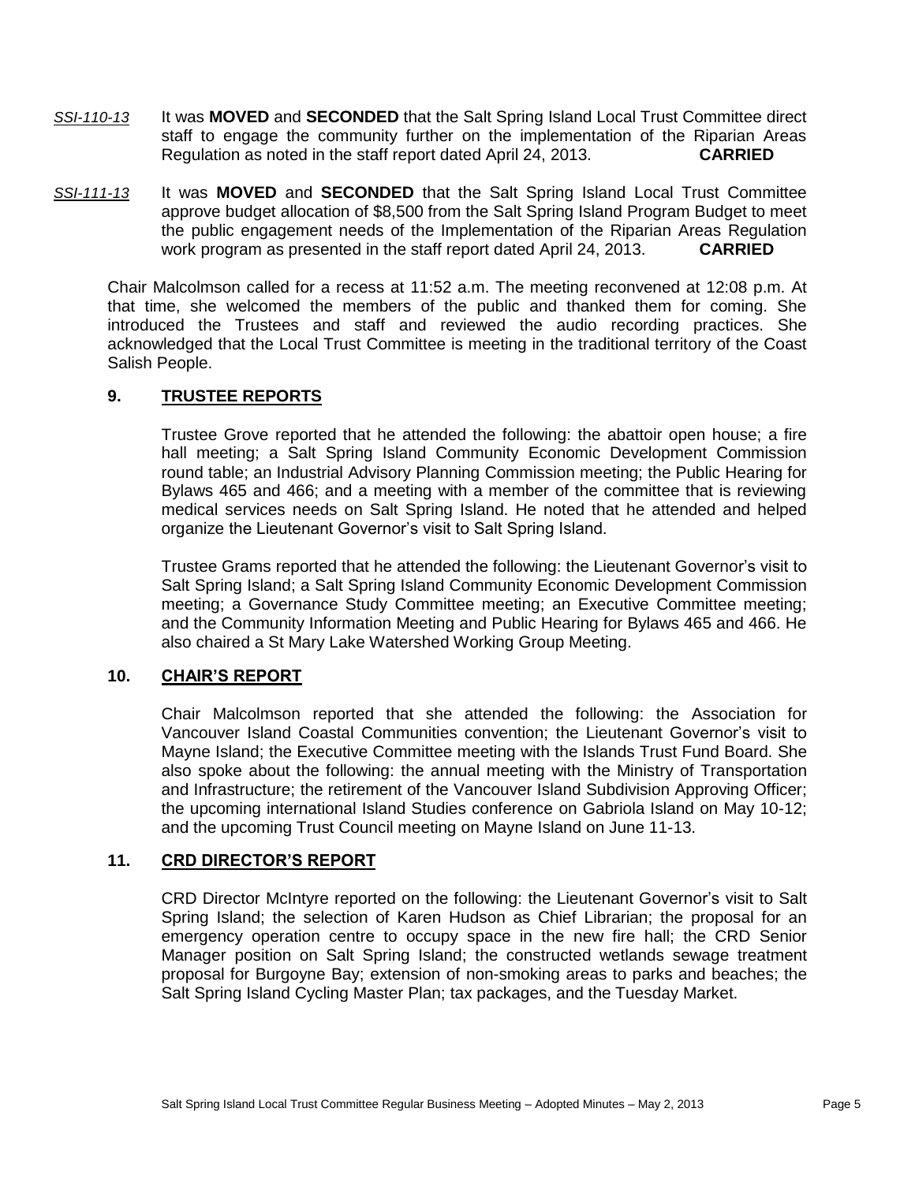*SSI-110-13* It was **MOVED** and **SECONDED** that the Salt Spring Island Local Trust Committee direct staff to engage the community further on the implementation of the Riparian Areas Regulation as noted in the staff report dated April 24, 2013. **CARRIED**

*SSI-111-13* It was **MOVED** and **SECONDED** that the Salt Spring Island Local Trust Committee approve budget allocation of $8,500 from the Salt Spring Island Program Budget to meet the public engagement needs of the Implementation of the Riparian Areas Regulation work program as presented in the staff report dated April 24, 2013. **CARRIED**

Chair Malcolmson called for a recess at 11:52 a.m. The meeting reconvened at 12:08 p.m. At that time, she welcomed the members of the public and thanked them for coming. She introduced the Trustees and staff and reviewed the audio recording practices. She acknowledged that the Local Trust Committee is meeting in the traditional territory of the Coast Salish People.

## 9. TRUSTEE REPORTS

Trustee Grove reported that he attended the following: the abattoir open house; a fire hall meeting; a Salt Spring Island Community Economic Development Commission round table; an Industrial Advisory Planning Commission meeting; the Public Hearing for Bylaws 465 and 466; and a meeting with a member of the committee that is reviewing medical services needs on Salt Spring Island. He noted that he attended and helped organize the Lieutenant Governor's visit to Salt Spring Island.

Trustee Grams reported that he attended the following: the Lieutenant Governor's visit to Salt Spring Island; a Salt Spring Island Community Economic Development Commission meeting; a Governance Study Committee meeting; an Executive Committee meeting; and the Community Information Meeting and Public Hearing for Bylaws 465 and 466. He also chaired a St Mary Lake Watershed Working Group Meeting.

## 10. CHAIR'S REPORT

Chair Malcolmson reported that she attended the following: the Association for Vancouver Island Coastal Communities convention; the Lieutenant Governor's visit to Mayne Island; the Executive Committee meeting with the Islands Trust Fund Board. She also spoke about the following: the annual meeting with the Ministry of Transportation and Infrastructure; the retirement of the Vancouver Island Subdivision Approving Officer; the upcoming international Island Studies conference on Gabriola Island on May 10-12; and the upcoming Trust Council meeting on Mayne Island on June 11-13.

## 11. CRD DIRECTOR'S REPORT

CRD Director McIntyre reported on the following: the Lieutenant Governor's visit to Salt Spring Island; the selection of Karen Hudson as Chief Librarian; the proposal for an emergency operation centre to occupy space in the new fire hall; the CRD Senior Manager position on Salt Spring Island; the constructed wetlands sewage treatment proposal for Burgoyne Bay; extension of non-smoking areas to parks and beaches; the Salt Spring Island Cycling Master Plan; tax packages, and the Tuesday Market.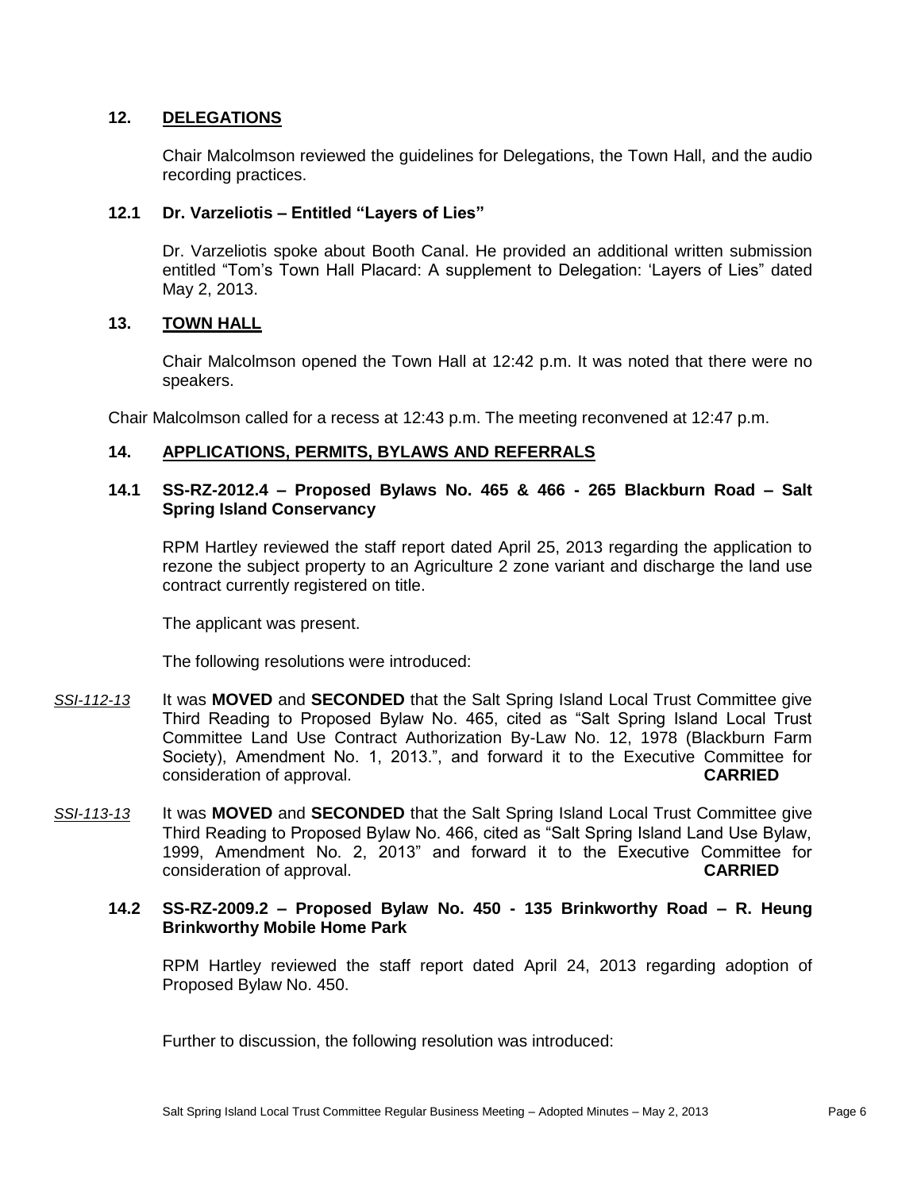## 12. DELEGATIONS

Chair Malcolmson reviewed the guidelines for Delegations, the Town Hall, and the audio recording practices.

### 12.1 Dr. Varzeliotis – Entitled "Layers of Lies"

Dr. Varzeliotis spoke about Booth Canal. He provided an additional written submission entitled "Tom's Town Hall Placard: A supplement to Delegation: 'Layers of Lies" dated May 2, 2013.

## 13. TOWN HALL

Chair Malcolmson opened the Town Hall at 12:42 p.m. It was noted that there were no speakers.

Chair Malcolmson called for a recess at 12:43 p.m. The meeting reconvened at 12:47 p.m.

## 14. APPLICATIONS, PERMITS, BYLAWS AND REFERRALS

### 14.1 SS-RZ-2012.4 – Proposed Bylaws No. 465 & 466 - 265 Blackburn Road – Salt Spring Island Conservancy

RPM Hartley reviewed the staff report dated April 25, 2013 regarding the application to rezone the subject property to an Agriculture 2 zone variant and discharge the land use contract currently registered on title.

The applicant was present.

The following resolutions were introduced:

*SSI-112-13* It was **MOVED** and **SECONDED** that the Salt Spring Island Local Trust Committee give Third Reading to Proposed Bylaw No. 465, cited as "Salt Spring Island Local Trust Committee Land Use Contract Authorization By-Law No. 12, 1978 (Blackburn Farm Society), Amendment No. 1, 2013.", and forward it to the Executive Committee for consideration of approval. **CARRIED**

*SSI-113-13* It was **MOVED** and **SECONDED** that the Salt Spring Island Local Trust Committee give Third Reading to Proposed Bylaw No. 466, cited as "Salt Spring Island Land Use Bylaw, 1999, Amendment No. 2, 2013" and forward it to the Executive Committee for consideration of approval. **CARRIED**

### 14.2 SS-RZ-2009.2 – Proposed Bylaw No. 450 - 135 Brinkworthy Road – R. Heung Brinkworthy Mobile Home Park

RPM Hartley reviewed the staff report dated April 24, 2013 regarding adoption of Proposed Bylaw No. 450.

Further to discussion, the following resolution was introduced: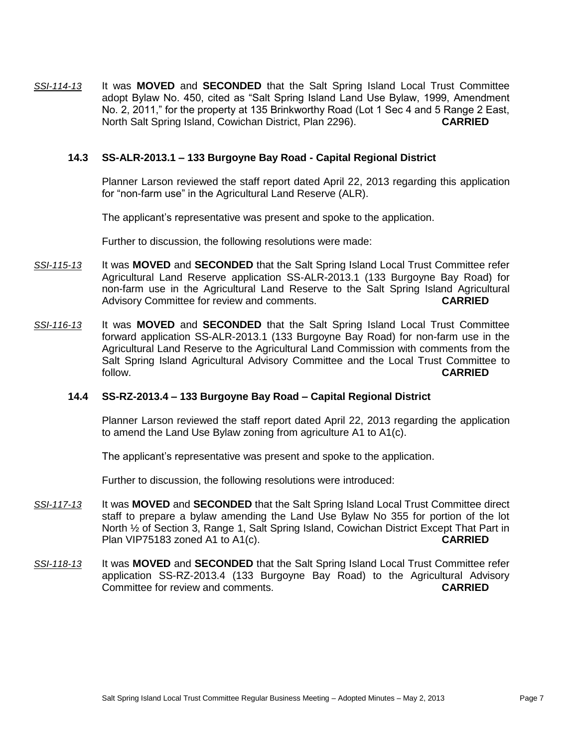*SSI-114-13* It was **MOVED** and **SECONDED** that the Salt Spring Island Local Trust Committee adopt Bylaw No. 450, cited as "Salt Spring Island Land Use Bylaw, 1999, Amendment No. 2, 2011," for the property at 135 Brinkworthy Road (Lot 1 Sec 4 and 5 Range 2 East, North Salt Spring Island, Cowichan District, Plan 2296). **CARRIED**

### 14.3 SS-ALR-2013.1 – 133 Burgoyne Bay Road - Capital Regional District

Planner Larson reviewed the staff report dated April 22, 2013 regarding this application for "non-farm use" in the Agricultural Land Reserve (ALR).

The applicant's representative was present and spoke to the application.

Further to discussion, the following resolutions were made:

*SSI-115-13* It was **MOVED** and **SECONDED** that the Salt Spring Island Local Trust Committee refer Agricultural Land Reserve application SS-ALR-2013.1 (133 Burgoyne Bay Road) for non-farm use in the Agricultural Land Reserve to the Salt Spring Island Agricultural Advisory Committee for review and comments. **CARRIED**

*SSI-116-13* It was **MOVED** and **SECONDED** that the Salt Spring Island Local Trust Committee forward application SS-ALR-2013.1 (133 Burgoyne Bay Road) for non-farm use in the Agricultural Land Reserve to the Agricultural Land Commission with comments from the Salt Spring Island Agricultural Advisory Committee and the Local Trust Committee to follow. **CARRIED**

### 14.4 SS-RZ-2013.4 – 133 Burgoyne Bay Road – Capital Regional District

Planner Larson reviewed the staff report dated April 22, 2013 regarding the application to amend the Land Use Bylaw zoning from agriculture A1 to A1(c).

The applicant's representative was present and spoke to the application.

Further to discussion, the following resolutions were introduced:

*SSI-117-13* It was **MOVED** and **SECONDED** that the Salt Spring Island Local Trust Committee direct staff to prepare a bylaw amending the Land Use Bylaw No 355 for portion of the lot North ½ of Section 3, Range 1, Salt Spring Island, Cowichan District Except That Part in Plan VIP75183 zoned A1 to A1(c). **CARRIED**

*SSI-118-13* It was **MOVED** and **SECONDED** that the Salt Spring Island Local Trust Committee refer application SS-RZ-2013.4 (133 Burgoyne Bay Road) to the Agricultural Advisory Committee for review and comments. **CARRIED**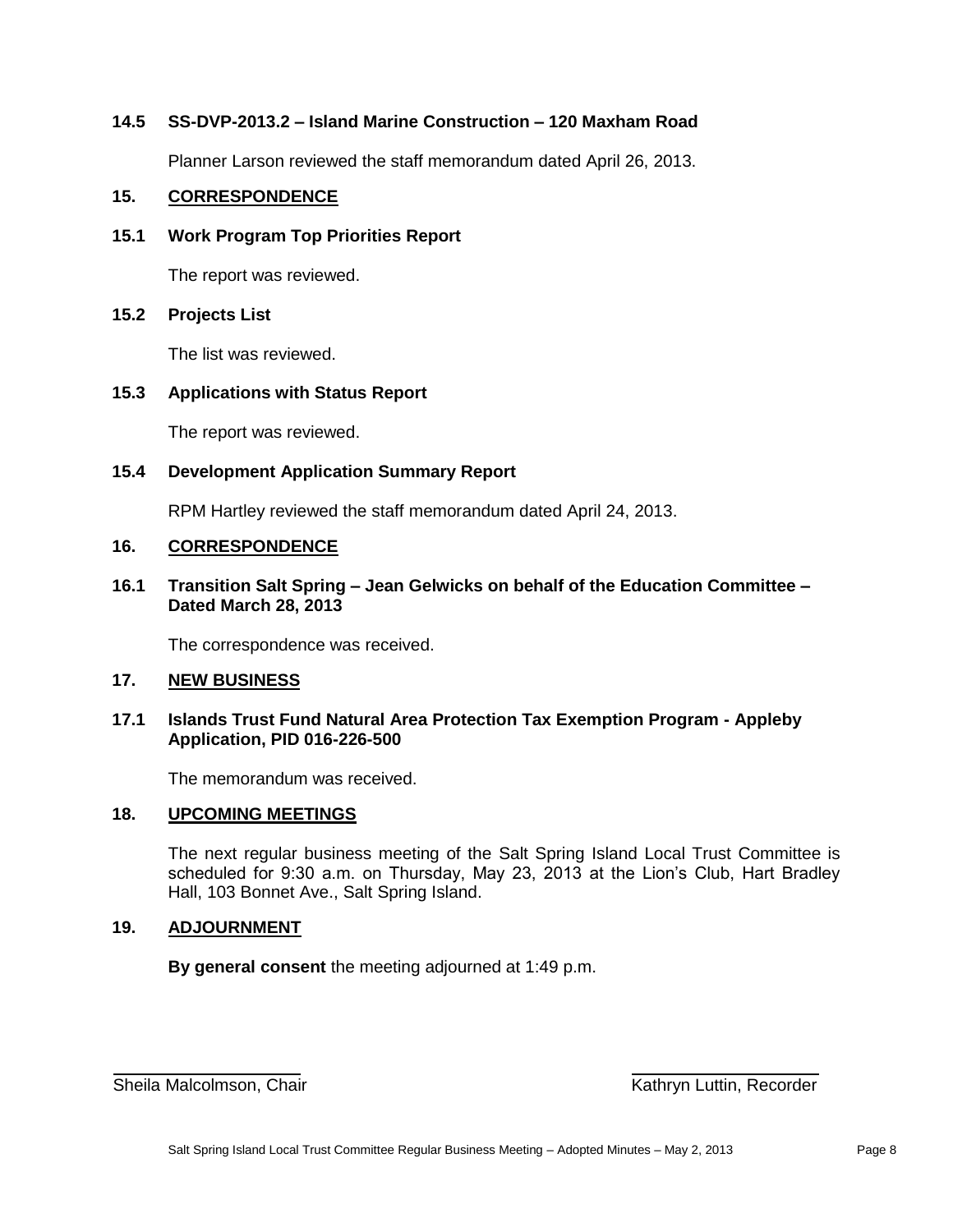### 14.5 SS-DVP-2013.2 – Island Marine Construction – 120 Maxham Road

Planner Larson reviewed the staff memorandum dated April 26, 2013.

## 15. CORRESPONDENCE

### 15.1 Work Program Top Priorities Report

The report was reviewed.

### 15.2 Projects List

The list was reviewed.

### 15.3 Applications with Status Report

The report was reviewed.

### 15.4 Development Application Summary Report

RPM Hartley reviewed the staff memorandum dated April 24, 2013.

## 16. CORRESPONDENCE

### 16.1 Transition Salt Spring – Jean Gelwicks on behalf of the Education Committee – Dated March 28, 2013

The correspondence was received.

## 17. NEW BUSINESS

### 17.1 Islands Trust Fund Natural Area Protection Tax Exemption Program - Appleby Application, PID 016-226-500

The memorandum was received.

## 18. UPCOMING MEETINGS

The next regular business meeting of the Salt Spring Island Local Trust Committee is scheduled for 9:30 a.m. on Thursday, May 23, 2013 at the Lion's Club, Hart Bradley Hall, 103 Bonnet Ave., Salt Spring Island.

## 19. ADJOURNMENT

**By general consent** the meeting adjourned at 1:49 p.m.

Sheila Malcolmson, Chair

Kathryn Luttin, Recorder